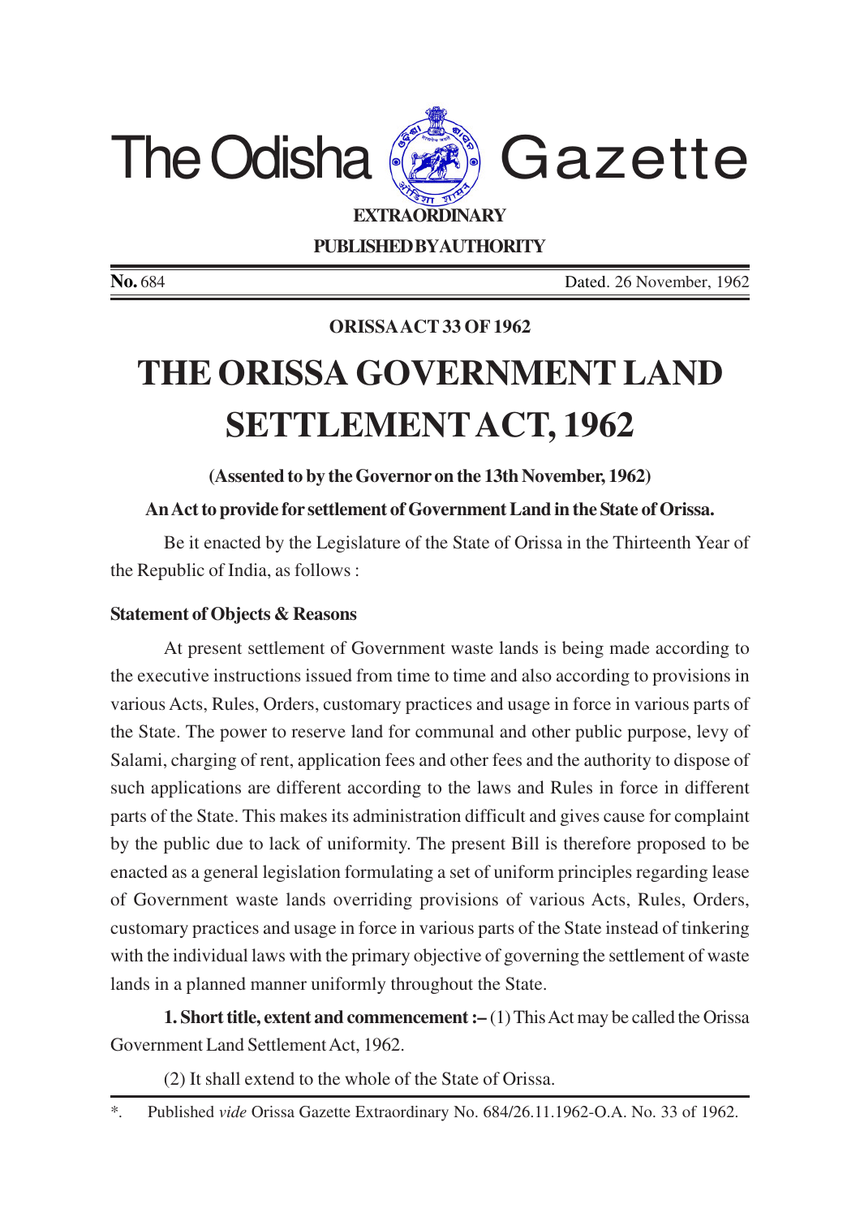# The Odisha Gazette

**EXTRAORDINARY**

**PUBLISHED BY AUTHORITY**

**No.** 684 Dated. 26 November, 1962

**ORISSA ACT 33 OF 1962**

# THE ORISSA GOVERNMENT LAND SETTLEMENT ACT, 1962

**(Assented to by the Governor on the 13th November, 1962)**

**An Act to provide for settlement of Government Land in the State of Orissa.**

Be it enacted by the Legislature of the State of Orissa in the Thirteenth Year of the Republic of India, as follows :

**Statement of Objects & Reasons**

At present settlement of Government waste lands is being made according to the executive instructions issued from time to time and also according to provisions in various Acts, Rules, Orders, customary practices and usage in force in various parts of the State. The power to reserve land for communal and other public purpose, levy of Salami, charging of rent, application fees and other fees and the authority to dispose of such applications are different according to the laws and Rules in force in different parts of the State. This makes its administration difficult and gives cause for complaint by the public due to lack of uniformity. The present Bill is therefore proposed to be enacted as a general legislation formulating a set of uniform principles regarding lease of Government waste lands overriding provisions of various Acts, Rules, Orders, customary practices and usage in force in various parts of the State instead of tinkering with the individual laws with the primary objective of governing the settlement of waste lands in a planned manner uniformly throughout the State.

**1. Short title, extent and commencement :–** (1) This Act may be called the Orissa Government Land Settlement Act, 1962.

(2) It shall extend to the whole of the State of Orissa.

*. Published *vide* Orissa Gazette Extraordinary No. 684/26.11.1962-O.A. No. 33 of 1962.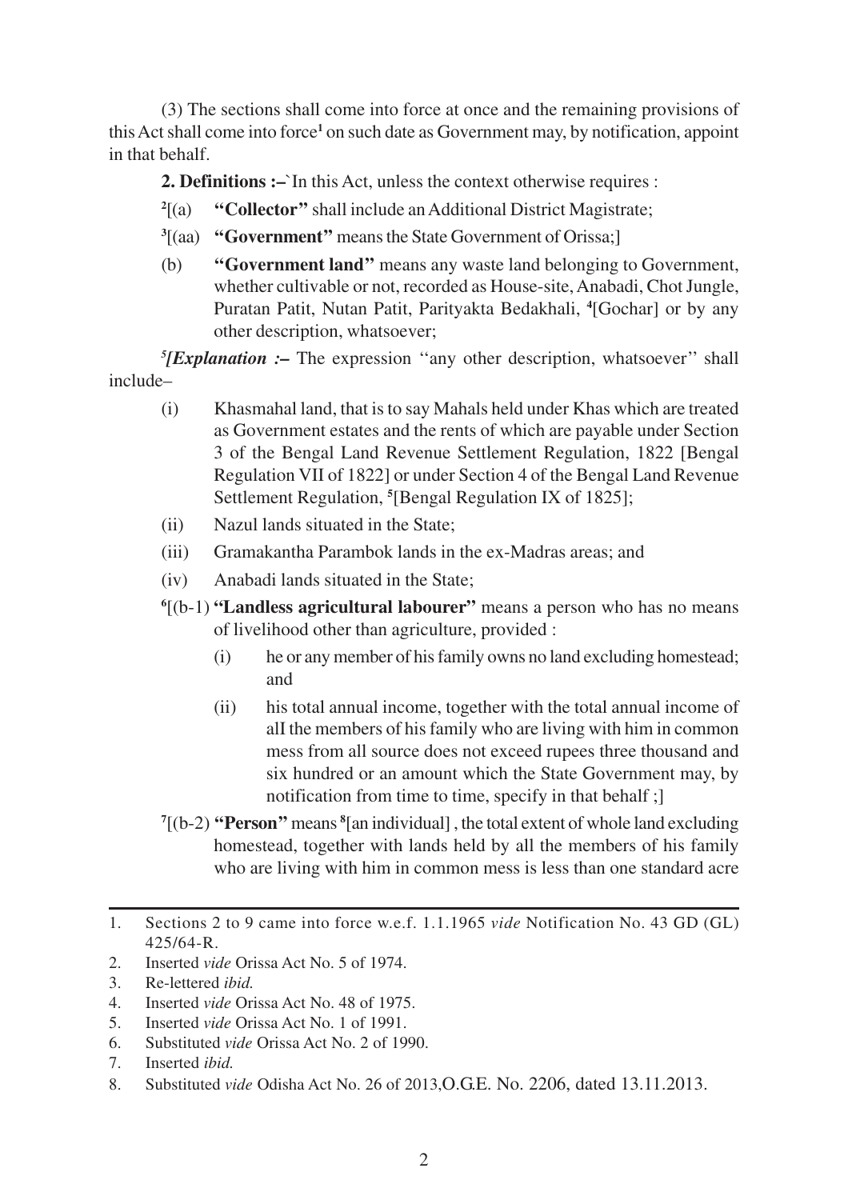(3) The sections shall come into force at once and the remaining provisions of this Act shall come into force[1] on such date as Government may, by notification, appoint in that behalf.

**2. Definitions :–**`In this Act, unless the context otherwise requires :

[2][(a) **"Collector"** shall include an Additional District Magistrate;

[3][(aa) **"Government"** means the State Government of Orissa;]

(b) **"Government land"** means any waste land belonging to Government, whether cultivable or not, recorded as House-site, Anabadi, Chot Jungle, Puratan Patit, Nutan Patit, Parityakta Bedakhali, [4][Gochar] or by any other description, whatsoever;

[5]*[Explanation :–* The expression ''any other description, whatsoever'' shall include–

(i) Khasmahal land, that is to say Mahals held under Khas which are treated as Government estates and the rents of which are payable under Section 3 of the Bengal Land Revenue Settlement Regulation, 1822 [Bengal Regulation VII of 1822] or under Section 4 of the Bengal Land Revenue Settlement Regulation, [5][Bengal Regulation IX of 1825];

(ii) Nazul lands situated in the State;

(iii) Gramakantha Parambok lands in the ex-Madras areas; and

(iv) Anabadi lands situated in the State;

[6][(b-1) **"Landless agricultural labourer"** means a person who has no means of livelihood other than agriculture, provided :

(i) he or any member of his family owns no land excluding homestead; and

(ii) his total annual income, together with the total annual income of alI the members of his family who are living with him in common mess from all source does not exceed rupees three thousand and six hundred or an amount which the State Government may, by notification from time to time, specify in that behalf ;]

[7][(b-2) **"Person"** means [8][an individual] , the total extent of whole land excluding homestead, together with lands held by all the members of his family who are living with him in common mess is less than one standard acre

---

1. Sections 2 to 9 came into force w.e.f. 1.1.1965 *vide* Notification No. 43 GD (GL) 425/64-R.
2. Inserted *vide* Orissa Act No. 5 of 1974.
3. Re-lettered *ibid.*
4. Inserted *vide* Orissa Act No. 48 of 1975.
5. Inserted *vide* Orissa Act No. 1 of 1991.
6. Substituted *vide* Orissa Act No. 2 of 1990.
7. Inserted *ibid.*
8. Substituted *vide* Odisha Act No. 26 of 2013,O.G.E. No. 2206, dated 13.11.2013.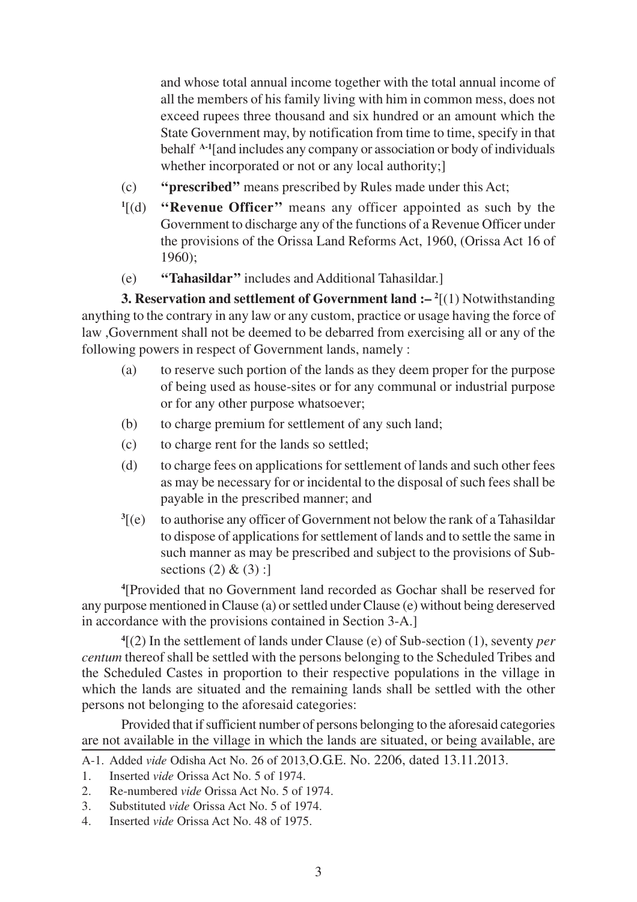and whose total annual income together with the total annual income of all the members of his family living with him in common mess, does not exceed rupees three thousand and six hundred or an amount which the State Government may, by notification from time to time, specify in that behalf [A-1][and includes any company or association or body of individuals whether incorporated or not or any local authority;]

(c) **"prescribed"** means prescribed by Rules made under this Act;

[1][(d) **"Revenue Officer"** means any officer appointed as such by the Government to discharge any of the functions of a Revenue Officer under the provisions of the Orissa Land Reforms Act, 1960, (Orissa Act 16 of 1960);

(e) **"Tahasildar"** includes and Additional Tahasildar.]

**3. Reservation and settlement of Government land :–** [2][(1) Notwithstanding anything to the contrary in any law or any custom, practice or usage having the force of law ,Government shall not be deemed to be debarred from exercising all or any of the following powers in respect of Government lands, namely :

(a) to reserve such portion of the lands as they deem proper for the purpose of being used as house-sites or for any communal or industrial purpose or for any other purpose whatsoever;

(b) to charge premium for settlement of any such land;

(c) to charge rent for the lands so settled;

(d) to charge fees on applications for settlement of lands and such other fees as may be necessary for or incidental to the disposal of such fees shall be payable in the prescribed manner; and

[3][(e) to authorise any officer of Government not below the rank of a Tahasildar to dispose of applications for settlement of lands and to settle the same in such manner as may be prescribed and subject to the provisions of Sub-sections (2) & (3) :]

[4][Provided that no Government land recorded as Gochar shall be reserved for any purpose mentioned in Clause (a) or settled under Clause (e) without being dereserved in accordance with the provisions contained in Section 3-A.]

[4][(2) In the settlement of lands under Clause (e) of Sub-section (1), seventy *per centum* thereof shall be settled with the persons belonging to the Scheduled Tribes and the Scheduled Castes in proportion to their respective populations in the village in which the lands are situated and the remaining lands shall be settled with the other persons not belonging to the aforesaid categories:

Provided that if sufficient number of persons belonging to the aforesaid categories are not available in the village in which the lands are situated, or being available, are

---

A-1. Added *vide* Odisha Act No. 26 of 2013,O.G.E. No. 2206, dated 13.11.2013.

1. Inserted *vide* Orissa Act No. 5 of 1974.
2. Re-numbered *vide* Orissa Act No. 5 of 1974.
3. Substituted *vide* Orissa Act No. 5 of 1974.
4. Inserted *vide* Orissa Act No. 48 of 1975.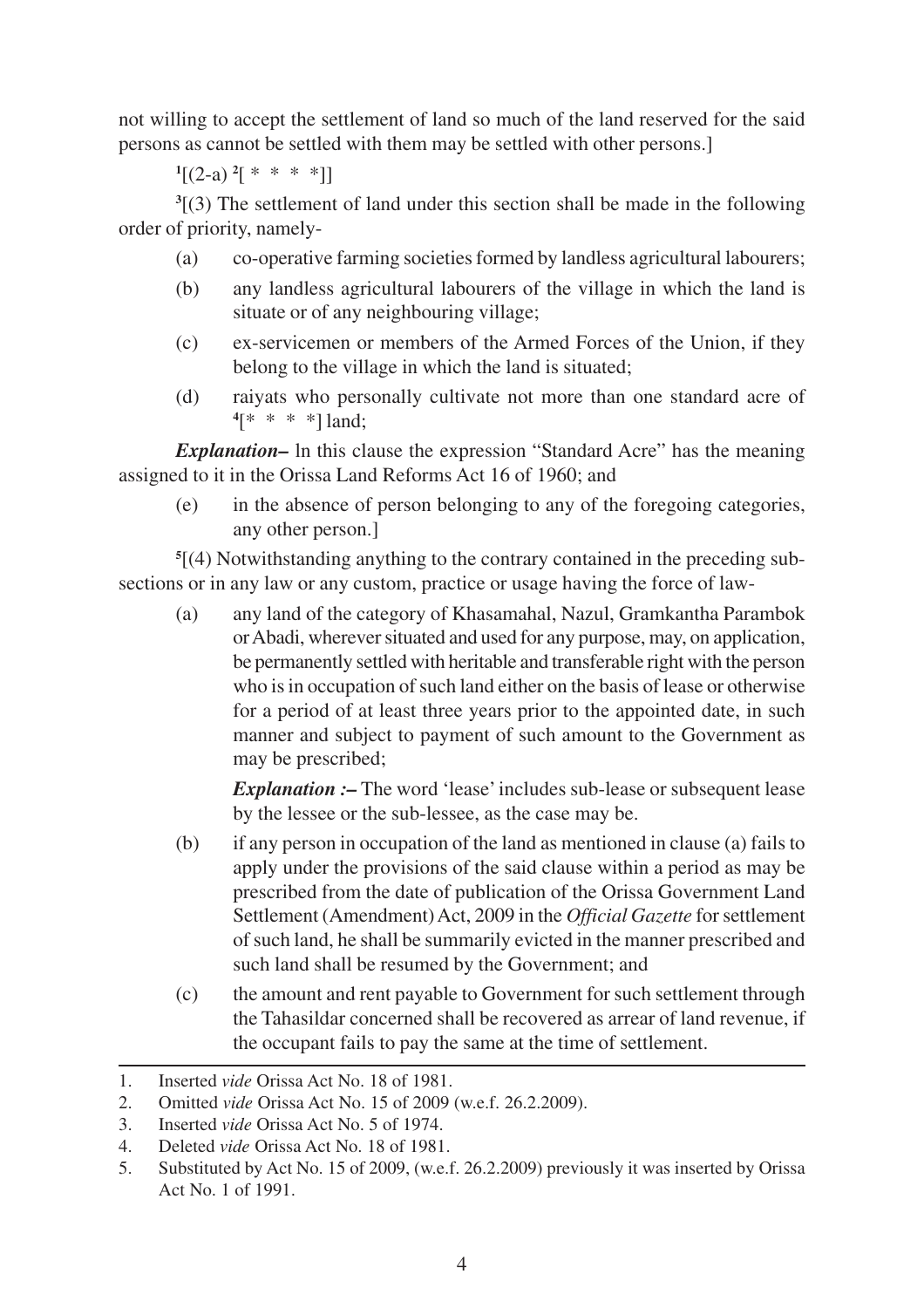not willing to accept the settlement of land so much of the land reserved for the said persons as cannot be settled with them may be settled with other persons.]

[1][(2-a) [2][ * * * *]]

[3][(3) The settlement of land under this section shall be made in the following order of priority, namely-

(a) co-operative farming societies formed by landless agricultural labourers;

(b) any landless agricultural labourers of the village in which the land is situate or of any neighbouring village;

(c) ex-servicemen or members of the Armed Forces of the Union, if they belong to the village in which the land is situated;

(d) raiyats who personally cultivate not more than one standard acre of [4][* * * *] land;

***Explanation–*** ln this clause the expression "Standard Acre" has the meaning assigned to it in the Orissa Land Reforms Act 16 of 1960; and

(e) in the absence of person belonging to any of the foregoing categories, any other person.]

[5][(4) Notwithstanding anything to the contrary contained in the preceding sub-sections or in any law or any custom, practice or usage having the force of law-

(a) any land of the category of Khasamahal, Nazul, Gramkantha Parambok or Abadi, wherever situated and used for any purpose, may, on application, be permanently settled with heritable and transferable right with the person who is in occupation of such land either on the basis of lease or otherwise for a period of at least three years prior to the appointed date, in such manner and subject to payment of such amount to the Government as may be prescribed;

***Explanation :–*** The word 'lease' includes sub-lease or subsequent lease by the lessee or the sub-lessee, as the case may be.

(b) if any person in occupation of the land as mentioned in clause (a) fails to apply under the provisions of the said clause within a period as may be prescribed from the date of publication of the Orissa Government Land Settlement (Amendment) Act, 2009 in the *Official Gazette* for settlement of such land, he shall be summarily evicted in the manner prescribed and such land shall be resumed by the Government; and

(c) the amount and rent payable to Government for such settlement through the Tahasildar concerned shall be recovered as arrear of land revenue, if the occupant fails to pay the same at the time of settlement.

---

1. Inserted *vide* Orissa Act No. 18 of 1981.
2. Omitted *vide* Orissa Act No. 15 of 2009 (w.e.f. 26.2.2009).
3. Inserted *vide* Orissa Act No. 5 of 1974.
4. Deleted *vide* Orissa Act No. 18 of 1981.
5. Substituted by Act No. 15 of 2009, (w.e.f. 26.2.2009) previously it was inserted by Orissa Act No. 1 of 1991.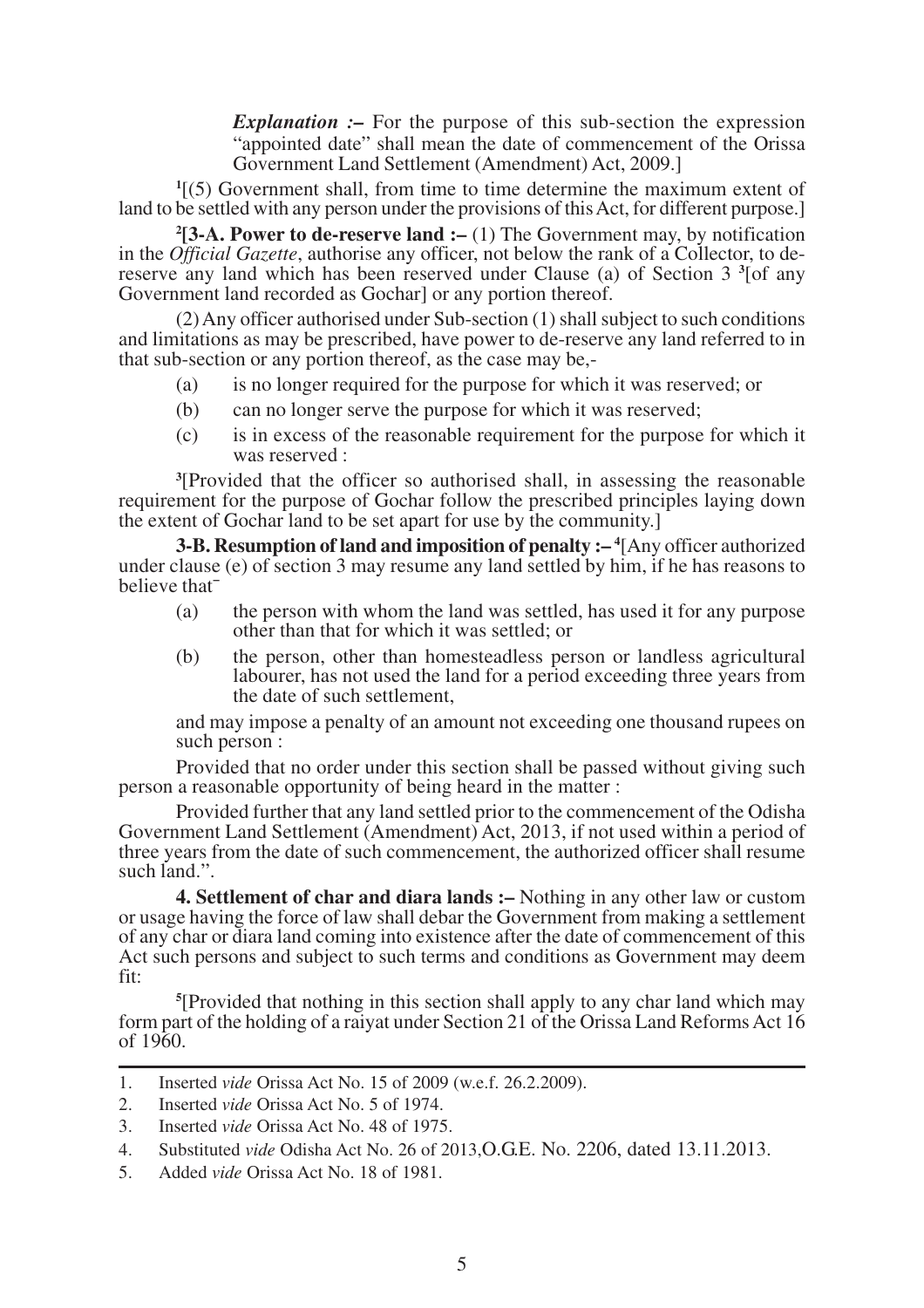*Explanation :–* For the purpose of this sub-section the expression "appointed date" shall mean the date of commencement of the Orissa Government Land Settlement (Amendment) Act, 2009.]

[1][(5) Government shall, from time to time determine the maximum extent of land to be settled with any person under the provisions of this Act, for different purpose.]

[2]**[3-A. Power to de-reserve land :–** (1) The Government may, by notification in the *Official Gazette*, authorise any officer, not below the rank of a Collector, to de-reserve any land which has been reserved under Clause (a) of Section 3 [3][of any Government land recorded as Gochar] or any portion thereof.

(2) Any officer authorised under Sub-section (1) shall subject to such conditions and limitations as may be prescribed, have power to de-reserve any land referred to in that sub-section or any portion thereof, as the case may be,-

(a) is no longer required for the purpose for which it was reserved; or

(b) can no longer serve the purpose for which it was reserved;

(c) is in excess of the reasonable requirement for the purpose for which it was reserved :

[3][Provided that the officer so authorised shall, in assessing the reasonable requirement for the purpose of Gochar follow the prescribed principles laying down the extent of Gochar land to be set apart for use by the community.]

**3-B. Resumption of land and imposition of penalty :–** [4][Any officer authorized under clause (e) of section 3 may resume any land settled by him, if he has reasons to believe that¯

(a) the person with whom the land was settled, has used it for any purpose other than that for which it was settled; or

(b) the person, other than homesteadless person or landless agricultural labourer, has not used the land for a period exceeding three years from the date of such settlement,

and may impose a penalty of an amount not exceeding one thousand rupees on such person :

Provided that no order under this section shall be passed without giving such person a reasonable opportunity of being heard in the matter :

Provided further that any land settled prior to the commencement of the Odisha Government Land Settlement (Amendment) Act, 2013, if not used within a period of three years from the date of such commencement, the authorized officer shall resume such land.".

**4. Settlement of char and diara lands :–** Nothing in any other law or custom or usage having the force of law shall debar the Government from making a settlement of any char or diara land coming into existence after the date of commencement of this Act such persons and subject to such terms and conditions as Government may deem fit:

[5][Provided that nothing in this section shall apply to any char land which may form part of the holding of a raiyat under Section 21 of the Orissa Land Reforms Act 16 of 1960.

---

1. Inserted *vide* Orissa Act No. 15 of 2009 (w.e.f. 26.2.2009).
2. Inserted *vide* Orissa Act No. 5 of 1974.
3. Inserted *vide* Orissa Act No. 48 of 1975.
4. Substituted *vide* Odisha Act No. 26 of 2013,O.G.E. No. 2206, dated 13.11.2013.
5. Added *vide* Orissa Act No. 18 of 1981.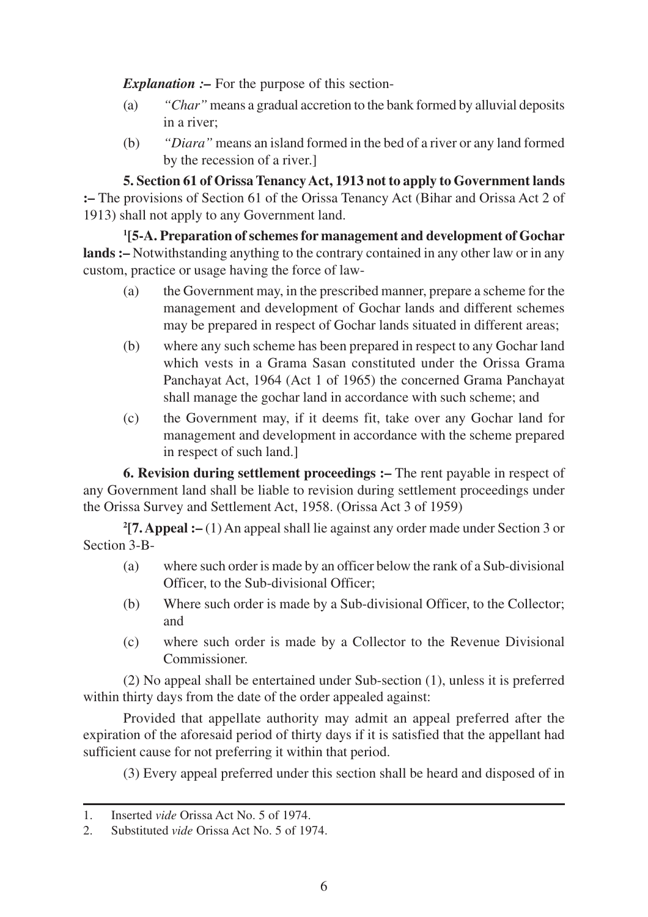*Explanation :–* For the purpose of this section-

(a) *"Char"* means a gradual accretion to the bank formed by alluvial deposits in a river;

(b) *"Diara"* means an island formed in the bed of a river or any land formed by the recession of a river.]

**5. Section 61 of Orissa Tenancy Act, 1913 not to apply to Government lands :–** The provisions of Section 61 of the Orissa Tenancy Act (Bihar and Orissa Act 2 of 1913) shall not apply to any Government land.

[1][**5-A. Preparation of schemes for management and development of Gochar lands :–** Notwithstanding anything to the contrary contained in any other law or in any custom, practice or usage having the force of law-

(a) the Government may, in the prescribed manner, prepare a scheme for the management and development of Gochar lands and different schemes may be prepared in respect of Gochar lands situated in different areas;

(b) where any such scheme has been prepared in respect to any Gochar land which vests in a Grama Sasan constituted under the Orissa Grama Panchayat Act, 1964 (Act 1 of 1965) the concerned Grama Panchayat shall manage the gochar land in accordance with such scheme; and

(c) the Government may, if it deems fit, take over any Gochar land for management and development in accordance with the scheme prepared in respect of such land.]

**6. Revision during settlement proceedings :–** The rent payable in respect of any Government land shall be liable to revision during settlement proceedings under the Orissa Survey and Settlement Act, 1958. (Orissa Act 3 of 1959)

[2][**7. Appeal :–** (1) An appeal shall lie against any order made under Section 3 or Section 3-B-

(a) where such order is made by an officer below the rank of a Sub-divisional Officer, to the Sub-divisional Officer;

(b) Where such order is made by a Sub-divisional Officer, to the Collector; and

(c) where such order is made by a Collector to the Revenue Divisional Commissioner.

(2) No appeal shall be entertained under Sub-section (1), unless it is preferred within thirty days from the date of the order appealed against:

Provided that appellate authority may admit an appeal preferred after the expiration of the aforesaid period of thirty days if it is satisfied that the appellant had sufficient cause for not preferring it within that period.

(3) Every appeal preferred under this section shall be heard and disposed of in

---

1. Inserted *vide* Orissa Act No. 5 of 1974.
2. Substituted *vide* Orissa Act No. 5 of 1974.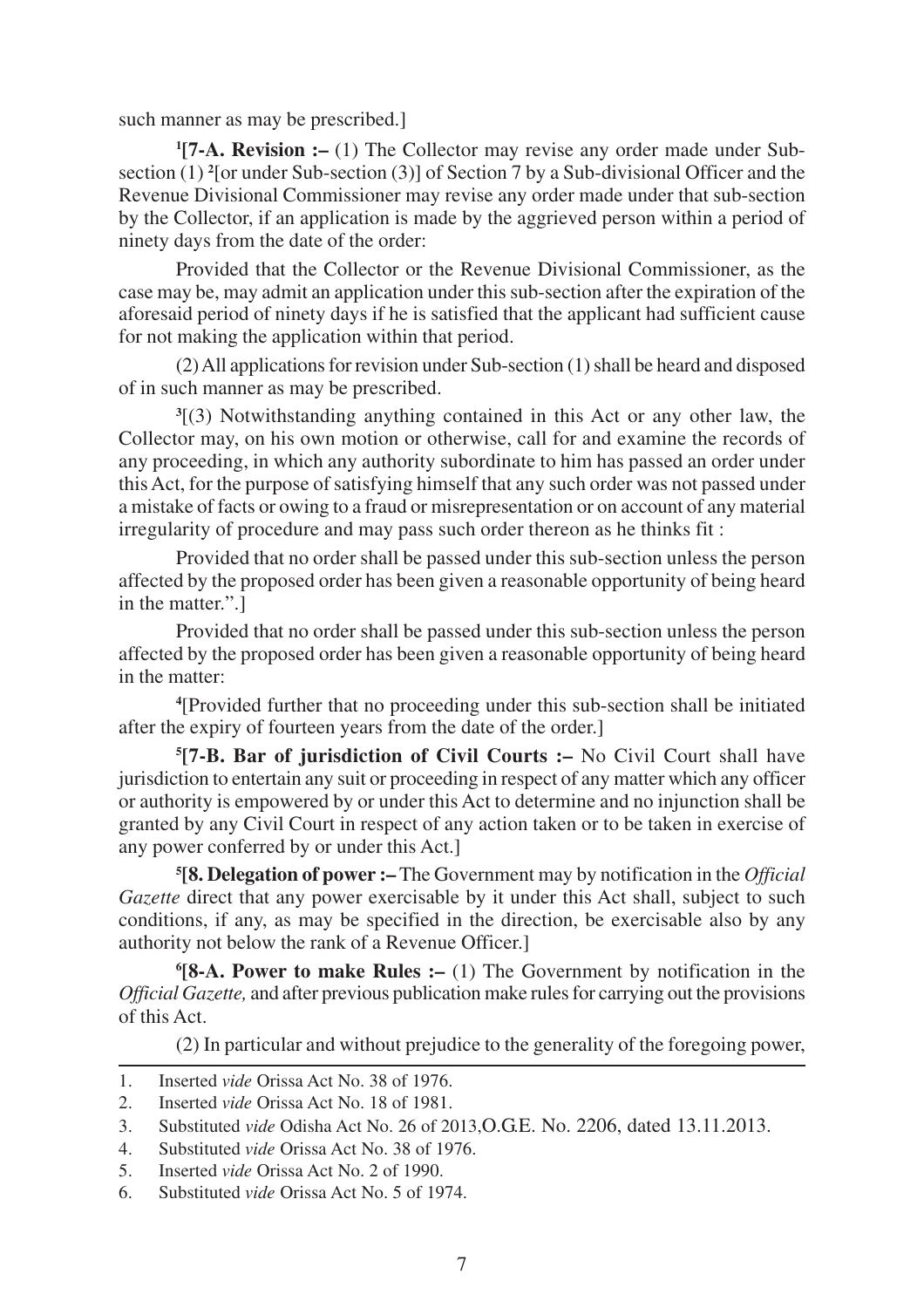such manner as may be prescribed.]

[1][**7-A. Revision :–** (1) The Collector may revise any order made under Sub-section (1) [2][or under Sub-section (3)] of Section 7 by a Sub-divisional Officer and the Revenue Divisional Commissioner may revise any order made under that sub-section by the Collector, if an application is made by the aggrieved person within a period of ninety days from the date of the order:

Provided that the Collector or the Revenue Divisional Commissioner, as the case may be, may admit an application under this sub-section after the expiration of the aforesaid period of ninety days if he is satisfied that the applicant had sufficient cause for not making the application within that period.

(2) All applications for revision under Sub-section (1) shall be heard and disposed of in such manner as may be prescribed.

[3][(3) Notwithstanding anything contained in this Act or any other law, the Collector may, on his own motion or otherwise, call for and examine the records of any proceeding, in which any authority subordinate to him has passed an order under this Act, for the purpose of satisfying himself that any such order was not passed under a mistake of facts or owing to a fraud or misrepresentation or on account of any material irregularity of procedure and may pass such order thereon as he thinks fit :

Provided that no order shall be passed under this sub-section unless the person affected by the proposed order has been given a reasonable opportunity of being heard in the matter.".]

Provided that no order shall be passed under this sub-section unless the person affected by the proposed order has been given a reasonable opportunity of being heard in the matter:

[4][Provided further that no proceeding under this sub-section shall be initiated after the expiry of fourteen years from the date of the order.]

[5][**7-B. Bar of jurisdiction of Civil Courts :–** No Civil Court shall have jurisdiction to entertain any suit or proceeding in respect of any matter which any officer or authority is empowered by or under this Act to determine and no injunction shall be granted by any Civil Court in respect of any action taken or to be taken in exercise of any power conferred by or under this Act.]

[5][**8. Delegation of power :–** The Government may by notification in the *Official Gazette* direct that any power exercisable by it under this Act shall, subject to such conditions, if any, as may be specified in the direction, be exercisable also by any authority not below the rank of a Revenue Officer.]

[6][**8-A. Power to make Rules :–** (1) The Government by notification in the *Official Gazette,* and after previous publication make rules for carrying out the provisions of this Act.

(2) In particular and without prejudice to the generality of the foregoing power,

---

1. Inserted *vide* Orissa Act No. 38 of 1976.
2. Inserted *vide* Orissa Act No. 18 of 1981.
3. Substituted *vide* Odisha Act No. 26 of 2013,O.G.E. No. 2206, dated 13.11.2013.
4. Substituted *vide* Orissa Act No. 38 of 1976.
5. Inserted *vide* Orissa Act No. 2 of 1990.
6. Substituted *vide* Orissa Act No. 5 of 1974.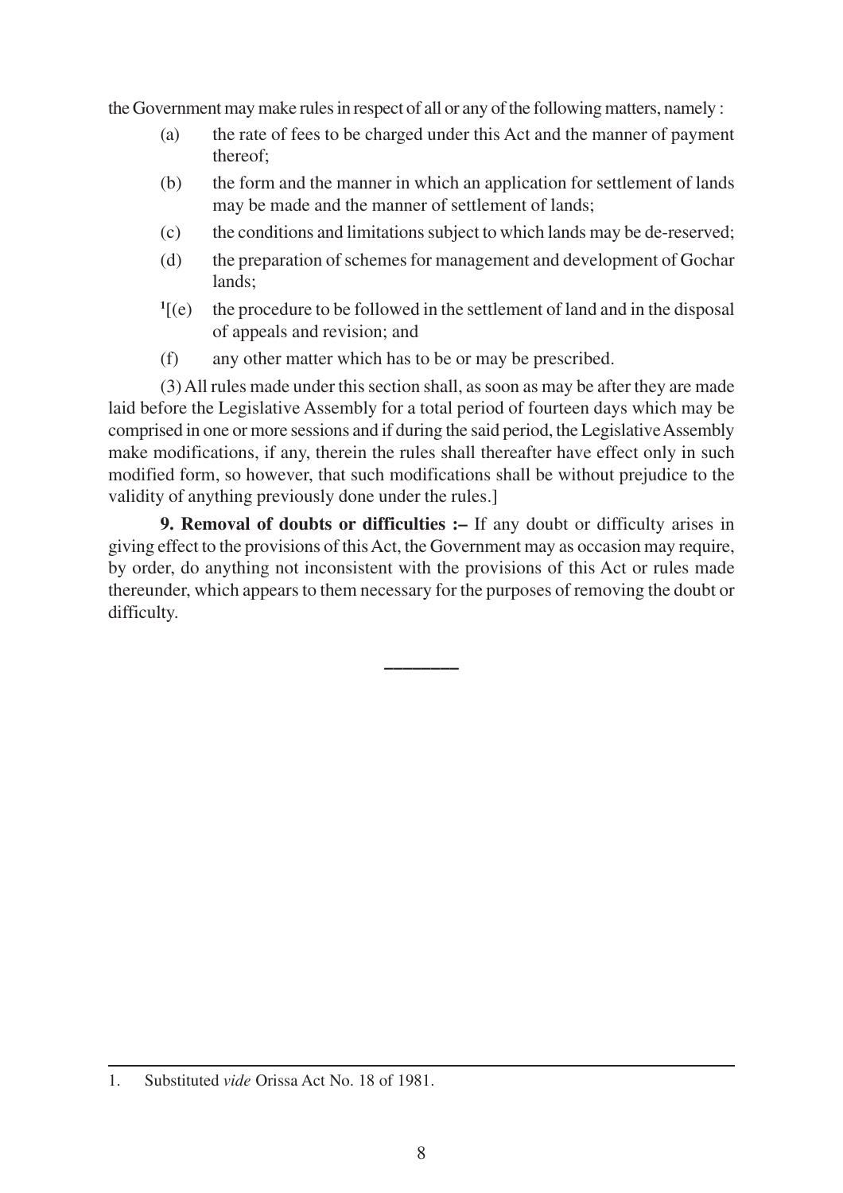the Government may make rules in respect of all or any of the following matters, namely :

(a) the rate of fees to be charged under this Act and the manner of payment thereof;

(b) the form and the manner in which an application for settlement of lands may be made and the manner of settlement of lands;

(c) the conditions and limitations subject to which lands may be de-reserved;

(d) the preparation of schemes for management and development of Gochar lands;

[1][(e) the procedure to be followed in the settlement of land and in the disposal of appeals and revision; and

(f) any other matter which has to be or may be prescribed.

(3) All rules made under this section shall, as soon as may be after they are made laid before the Legislative Assembly for a total period of fourteen days which may be comprised in one or more sessions and if during the said period, the Legislative Assembly make modifications, if any, therein the rules shall thereafter have effect only in such modified form, so however, that such modifications shall be without prejudice to the validity of anything previously done under the rules.]

**9. Removal of doubts or difficulties :–** If any doubt or difficulty arises in giving effect to the provisions of this Act, the Government may as occasion may require, by order, do anything not inconsistent with the provisions of this Act or rules made thereunder, which appears to them necessary for the purposes of removing the doubt or difficulty.

---

1. Substituted *vide* Orissa Act No. 18 of 1981.